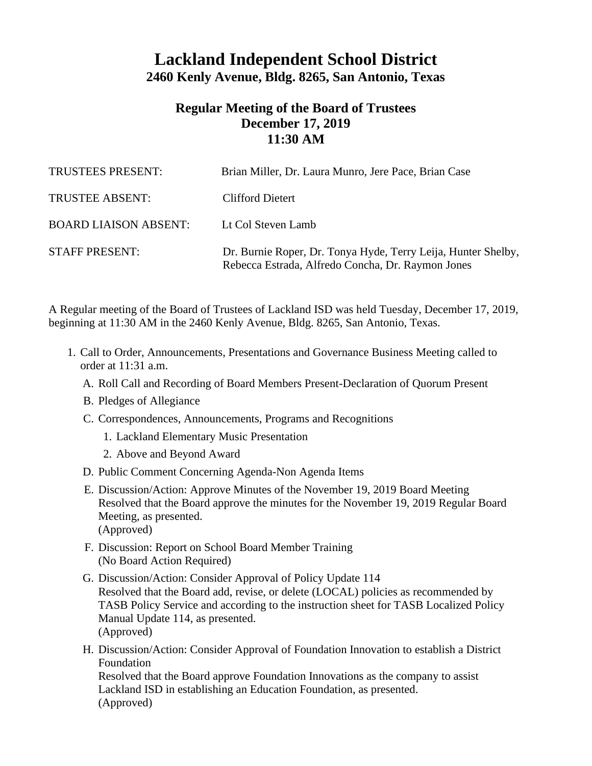# Lackland Independent School District

## 2460 Kenly Avenue, Bldg. 8265, San Antonio, Texas

### Regular Meeting of the Board of Trustees
### December 17, 2019
### 11:30 AM

TRUSTEES PRESENT: Brian Miller, Dr. Laura Munro, Jere Pace, Brian Case

TRUSTEE ABSENT: Clifford Dietert

BOARD LIAISON ABSENT: Lt Col Steven Lamb

STAFF PRESENT: Dr. Burnie Roper, Dr. Tonya Hyde, Terry Leija, Hunter Shelby, Rebecca Estrada, Alfredo Concha, Dr. Raymon Jones

A Regular meeting of the Board of Trustees of Lackland ISD was held Tuesday, December 17, 2019, beginning at 11:30 AM in the 2460 Kenly Avenue, Bldg. 8265, San Antonio, Texas.

1. Call to Order, Announcements, Presentations and Governance Business Meeting called to order at 11:31 a.m.
   - A. Roll Call and Recording of Board Members Present-Declaration of Quorum Present
   - B. Pledges of Allegiance
   - C. Correspondences, Announcements, Programs and Recognitions
     1. Lackland Elementary Music Presentation
     2. Above and Beyond Award
   - D. Public Comment Concerning Agenda-Non Agenda Items
   - E. Discussion/Action: Approve Minutes of the November 19, 2019 Board Meeting
     Resolved that the Board approve the minutes for the November 19, 2019 Regular Board Meeting, as presented.
     (Approved)
   - F. Discussion: Report on School Board Member Training
     (No Board Action Required)
   - G. Discussion/Action: Consider Approval of Policy Update 114
     Resolved that the Board add, revise, or delete (LOCAL) policies as recommended by TASB Policy Service and according to the instruction sheet for TASB Localized Policy Manual Update 114, as presented.
     (Approved)
   - H. Discussion/Action: Consider Approval of Foundation Innovation to establish a District Foundation
     Resolved that the Board approve Foundation Innovations as the company to assist Lackland ISD in establishing an Education Foundation, as presented.
     (Approved)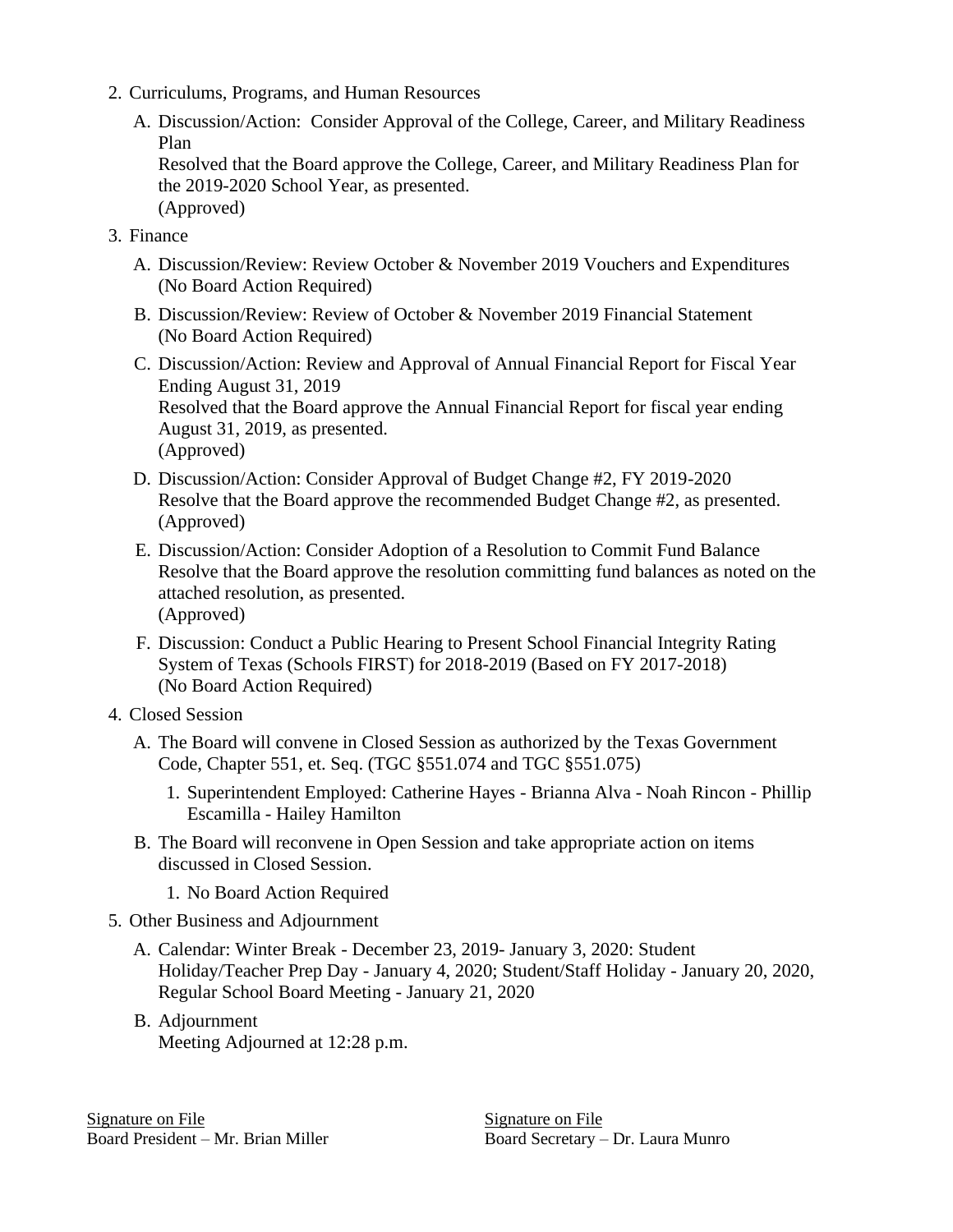2. Curriculums, Programs, and Human Resources
    A. Discussion/Action: Consider Approval of the College, Career, and Military Readiness Plan
       Resolved that the Board approve the College, Career, and Military Readiness Plan for the 2019-2020 School Year, as presented.
       (Approved)
3. Finance
    A. Discussion/Review: Review October & November 2019 Vouchers and Expenditures
       (No Board Action Required)
    B. Discussion/Review: Review of October & November 2019 Financial Statement
       (No Board Action Required)
    C. Discussion/Action: Review and Approval of Annual Financial Report for Fiscal Year Ending August 31, 2019
       Resolved that the Board approve the Annual Financial Report for fiscal year ending August 31, 2019, as presented.
       (Approved)
    D. Discussion/Action: Consider Approval of Budget Change #2, FY 2019-2020
       Resolve that the Board approve the recommended Budget Change #2, as presented.
       (Approved)
    E. Discussion/Action: Consider Adoption of a Resolution to Commit Fund Balance
       Resolve that the Board approve the resolution committing fund balances as noted on the attached resolution, as presented.
       (Approved)
    F. Discussion: Conduct a Public Hearing to Present School Financial Integrity Rating System of Texas (Schools FIRST) for 2018-2019 (Based on FY 2017-2018)
       (No Board Action Required)
4. Closed Session
    A. The Board will convene in Closed Session as authorized by the Texas Government Code, Chapter 551, et. Seq. (TGC §551.074 and TGC §551.075)
        1. Superintendent Employed: Catherine Hayes - Brianna Alva - Noah Rincon - Phillip Escamilla - Hailey Hamilton
    B. The Board will reconvene in Open Session and take appropriate action on items discussed in Closed Session.
        1. No Board Action Required
5. Other Business and Adjournment
    A. Calendar: Winter Break - December 23, 2019- January 3, 2020: Student Holiday/Teacher Prep Day - January 4, 2020; Student/Staff Holiday - January 20, 2020, Regular School Board Meeting - January 21, 2020
    B. Adjournment
       Meeting Adjourned at 12:28 p.m.

Signature on File
Board President – Mr. Brian Miller

Signature on File
Board Secretary – Dr. Laura Munro